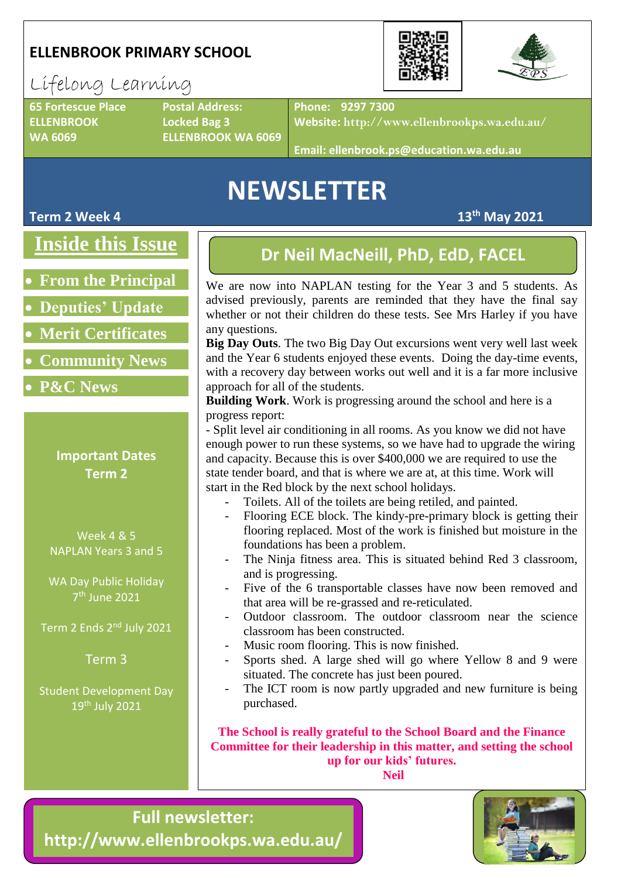# ELLENBROOK PRIMARY SCHOOL

Lifelong Learning

65 Fortescue Place
ELLENBROOK
WA 6069

Postal Address:
Locked Bag 3
ELLENBROOK WA 6069

Phone: 9297 7300
Website: http://www.ellenbrookps.wa.edu.au/
Email: ellenbrook.ps@education.wa.edu.au

# NEWSLETTER

**Term 2 Week 4** — **13th May 2021**

## Inside this Issue

- From the Principal
- Deputies' Update
- Merit Certificates
- Community News
- P&C News

### Important Dates Term 2

Week 4 & 5
NAPLAN Years 3 and 5

WA Day Public Holiday
7th June 2021

Term 2 Ends 2nd July 2021

Term 3

Student Development Day
19th July 2021

## Dr Neil MacNeill, PhD, EdD, FACEL

We are now into NAPLAN testing for the Year 3 and 5 students. As advised previously, parents are reminded that they have the final say whether or not their children do these tests. See Mrs Harley if you have any questions.

**Big Day Outs**. The two Big Day Out excursions went very well last week and the Year 6 students enjoyed these events. Doing the day-time events, with a recovery day between works out well and it is a far more inclusive approach for all of the students.

**Building Work**. Work is progressing around the school and here is a progress report:

- Split level air conditioning in all rooms. As you know we did not have enough power to run these systems, so we have had to upgrade the wiring and capacity. Because this is over $400,000 we are required to use the state tender board, and that is where we are at, at this time. Work will start in the Red block by the next school holidays.
- Toilets. All of the toilets are being retiled, and painted.
- Flooring ECE block. The kindy-pre-primary block is getting their flooring replaced. Most of the work is finished but moisture in the foundations has been a problem.
- The Ninja fitness area. This is situated behind Red 3 classroom, and is progressing.
- Five of the 6 transportable classes have now been removed and that area will be re-grassed and re-reticulated.
- Outdoor classroom. The outdoor classroom near the science classroom has been constructed.
- Music room flooring. This is now finished.
- Sports shed. A large shed will go where Yellow 8 and 9 were situated. The concrete has just been poured.
- The ICT room is now partly upgraded and new furniture is being purchased.

**The School is really grateful to the School Board and the Finance Committee for their leadership in this matter, and setting the school up for our kids' futures.**

**Neil**

**Full newsletter: http://www.ellenbrookps.wa.edu.au/**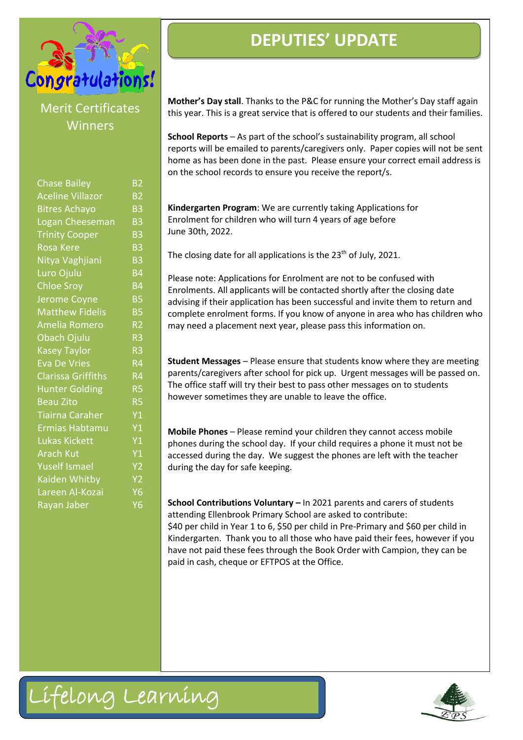Congratulations!

## Merit Certificates Winners

| Name | Class |
|---|---|
| Chase Bailey | B2 |
| Aceline Villazor | B2 |
| Bitres Achayo | B3 |
| Logan Cheeseman | B3 |
| Trinity Cooper | B3 |
| Rosa Kere | B3 |
| Nitya Vaghjiani | B3 |
| Luro Ojulu | B4 |
| Chloe Sroy | B4 |
| Jerome Coyne | B5 |
| Matthew Fidelis | B5 |
| Amelia Romero | R2 |
| Obach Ojulu | R3 |
| Kasey Taylor | R3 |
| Eva De Vries | R4 |
| Clarissa Griffiths | R4 |
| Hunter Golding | R5 |
| Beau Zito | R5 |
| Tiairna Caraher | Y1 |
| Ermias Habtamu | Y1 |
| Lukas Kickett | Y1 |
| Arach Kut | Y1 |
| Yuself Ismael | Y2 |
| Kaiden Whitby | Y2 |
| Lareen Al-Kozai | Y6 |
| Rayan Jaber | Y6 |

# DEPUTIES' UPDATE

**Mother's Day stall**. Thanks to the P&C for running the Mother's Day staff again this year. This is a great service that is offered to our students and their families.

**School Reports** – As part of the school's sustainability program, all school reports will be emailed to parents/caregivers only. Paper copies will not be sent home as has been done in the past. Please ensure your correct email address is on the school records to ensure you receive the report/s.

**Kindergarten Program**: We are currently taking Applications for Enrolment for children who will turn 4 years of age before June 30th, 2022.

The closing date for all applications is the 23th of July, 2021.

Please note: Applications for Enrolment are not to be confused with Enrolments. All applicants will be contacted shortly after the closing date advising if their application has been successful and invite them to return and complete enrolment forms. If you know of anyone in area who has children who may need a placement next year, please pass this information on.

**Student Messages** – Please ensure that students know where they are meeting parents/caregivers after school for pick up. Urgent messages will be passed on. The office staff will try their best to pass other messages on to students however sometimes they are unable to leave the office.

**Mobile Phones** – Please remind your children they cannot access mobile phones during the school day. If your child requires a phone it must not be accessed during the day. We suggest the phones are left with the teacher during the day for safe keeping.

**School Contributions Voluntary –** In 2021 parents and carers of students attending Ellenbrook Primary School are asked to contribute:
$40 per child in Year 1 to 6, $50 per child in Pre-Primary and $60 per child in Kindergarten. Thank you to all those who have paid their fees, however if you have not paid these fees through the Book Order with Campion, they can be paid in cash, cheque or EFTPOS at the Office.

Lifelong Learning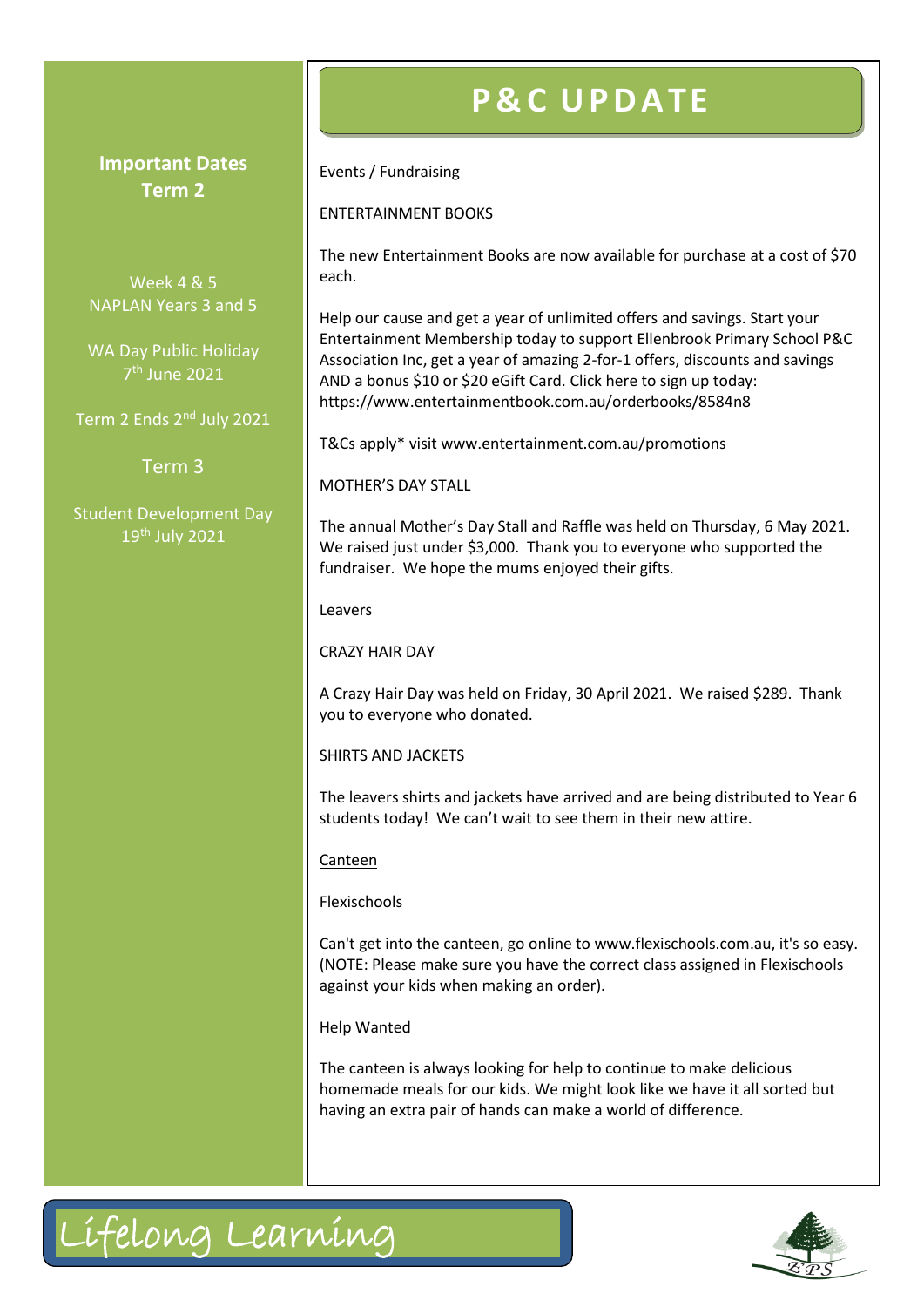## Important Dates Term 2

Week 4 & 5
NAPLAN Years 3 and 5

WA Day Public Holiday
7th June 2021

Term 2 Ends 2nd July 2021

Term 3

Student Development Day
19th July 2021

# P&C UPDATE

Events / Fundraising

ENTERTAINMENT BOOKS

The new Entertainment Books are now available for purchase at a cost of $70 each.

Help our cause and get a year of unlimited offers and savings. Start your Entertainment Membership today to support Ellenbrook Primary School P&C Association Inc, get a year of amazing 2-for-1 offers, discounts and savings AND a bonus $10 or $20 eGift Card. Click here to sign up today: https://www.entertainmentbook.com.au/orderbooks/8584n8

T&Cs apply* visit www.entertainment.com.au/promotions

MOTHER'S DAY STALL

The annual Mother's Day Stall and Raffle was held on Thursday, 6 May 2021. We raised just under $3,000. Thank you to everyone who supported the fundraiser. We hope the mums enjoyed their gifts.

Leavers

CRAZY HAIR DAY

A Crazy Hair Day was held on Friday, 30 April 2021. We raised $289. Thank you to everyone who donated.

SHIRTS AND JACKETS

The leavers shirts and jackets have arrived and are being distributed to Year 6 students today! We can't wait to see them in their new attire.

Canteen

Flexischools

Can't get into the canteen, go online to www.flexischools.com.au, it's so easy. (NOTE: Please make sure you have the correct class assigned in Flexischools against your kids when making an order).

Help Wanted

The canteen is always looking for help to continue to make delicious homemade meals for our kids. We might look like we have it all sorted but having an extra pair of hands can make a world of difference.

Lifelong Learning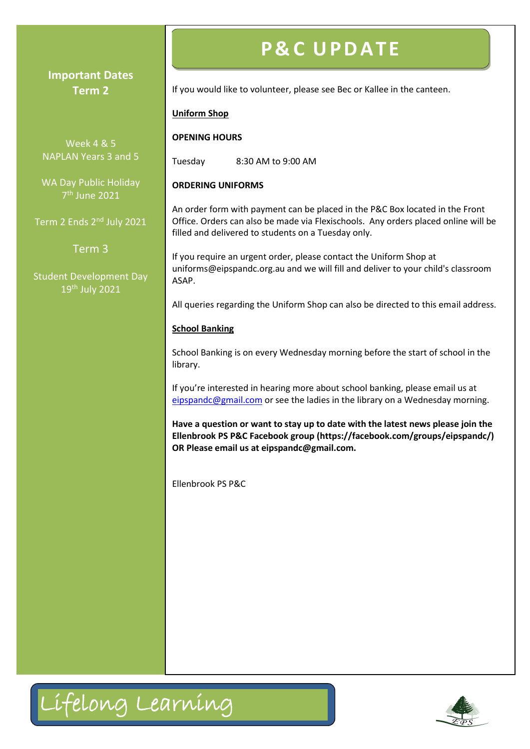**Important Dates Term 2**

Week 4 & 5
NAPLAN Years 3 and 5

WA Day Public Holiday
7th June 2021

Term 2 Ends 2nd July 2021

Term 3

Student Development Day
19th July 2021

# P&C UPDATE

If you would like to volunteer, please see Bec or Kallee in the canteen.

**Uniform Shop**

**OPENING HOURS**

Tuesday 8:30 AM to 9:00 AM

**ORDERING UNIFORMS**

An order form with payment can be placed in the P&C Box located in the Front Office. Orders can also be made via Flexischools. Any orders placed online will be filled and delivered to students on a Tuesday only.

If you require an urgent order, please contact the Uniform Shop at uniforms@eipspandc.org.au and we will fill and deliver to your child's classroom ASAP.

All queries regarding the Uniform Shop can also be directed to this email address.

**School Banking**

School Banking is on every Wednesday morning before the start of school in the library.

If you're interested in hearing more about school banking, please email us at eipspandc@gmail.com or see the ladies in the library on a Wednesday morning.

**Have a question or want to stay up to date with the latest news please join the Ellenbrook PS P&C Facebook group (https://facebook.com/groups/eipspandc/) OR Please email us at eipspandc@gmail.com.**

Ellenbrook PS P&C

Lifelong Learning

EPS